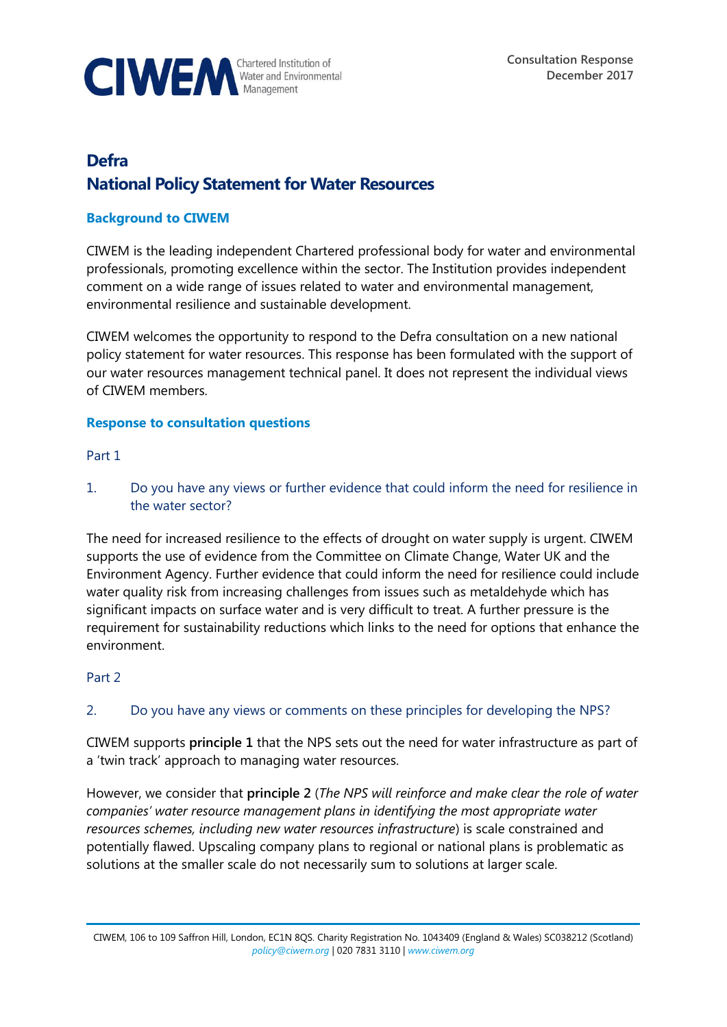CIWEM Chartered Institution of Water and Environmental Management

Consultation Response
December 2017

# Defra
# National Policy Statement for Water Resources

## Background to CIWEM

CIWEM is the leading independent Chartered professional body for water and environmental professionals, promoting excellence within the sector. The Institution provides independent comment on a wide range of issues related to water and environmental management, environmental resilience and sustainable development.

CIWEM welcomes the opportunity to respond to the Defra consultation on a new national policy statement for water resources. This response has been formulated with the support of our water resources management technical panel. It does not represent the individual views of CIWEM members.

## Response to consultation questions

### Part 1

1. Do you have any views or further evidence that could inform the need for resilience in the water sector?

The need for increased resilience to the effects of drought on water supply is urgent. CIWEM supports the use of evidence from the Committee on Climate Change, Water UK and the Environment Agency. Further evidence that could inform the need for resilience could include water quality risk from increasing challenges from issues such as metaldehyde which has significant impacts on surface water and is very difficult to treat. A further pressure is the requirement for sustainability reductions which links to the need for options that enhance the environment.

### Part 2

2. Do you have any views or comments on these principles for developing the NPS?

CIWEM supports **principle 1** that the NPS sets out the need for water infrastructure as part of a 'twin track' approach to managing water resources.

However, we consider that **principle 2** (*The NPS will reinforce and make clear the role of water companies' water resource management plans in identifying the most appropriate water resources schemes, including new water resources infrastructure*) is scale constrained and potentially flawed. Upscaling company plans to regional or national plans is problematic as solutions at the smaller scale do not necessarily sum to solutions at larger scale.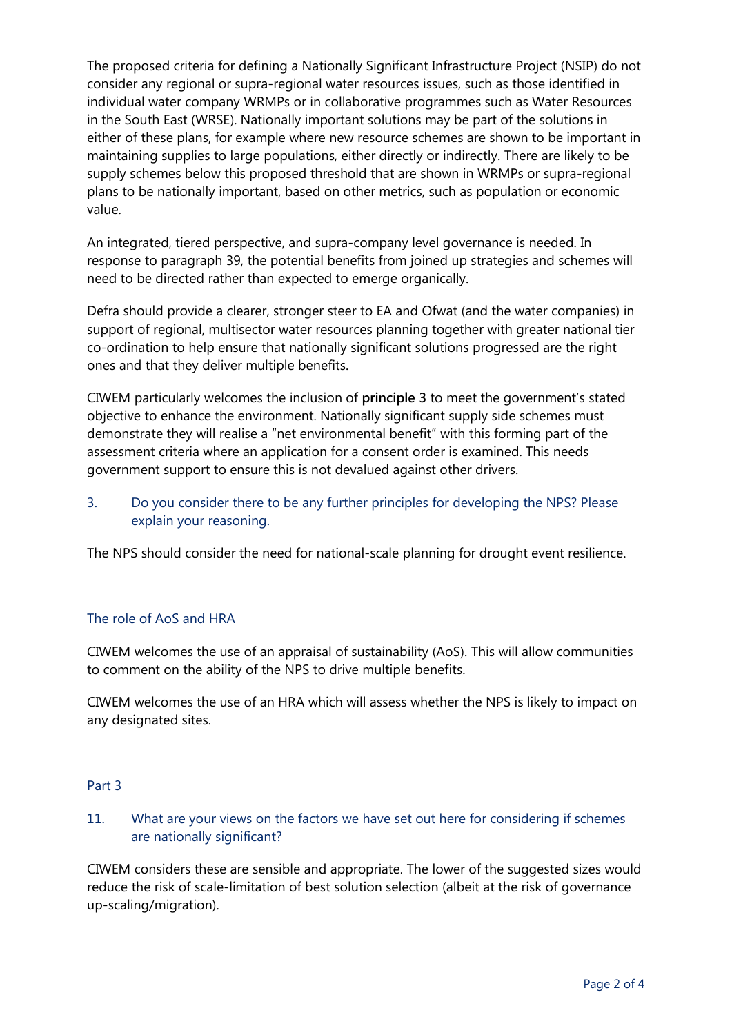The proposed criteria for defining a Nationally Significant Infrastructure Project (NSIP) do not consider any regional or supra-regional water resources issues, such as those identified in individual water company WRMPs or in collaborative programmes such as Water Resources in the South East (WRSE). Nationally important solutions may be part of the solutions in either of these plans, for example where new resource schemes are shown to be important in maintaining supplies to large populations, either directly or indirectly. There are likely to be supply schemes below this proposed threshold that are shown in WRMPs or supra-regional plans to be nationally important, based on other metrics, such as population or economic value.

An integrated, tiered perspective, and supra-company level governance is needed. In response to paragraph 39, the potential benefits from joined up strategies and schemes will need to be directed rather than expected to emerge organically.

Defra should provide a clearer, stronger steer to EA and Ofwat (and the water companies) in support of regional, multisector water resources planning together with greater national tier co-ordination to help ensure that nationally significant solutions progressed are the right ones and that they deliver multiple benefits.

CIWEM particularly welcomes the inclusion of **principle 3** to meet the government's stated objective to enhance the environment. Nationally significant supply side schemes must demonstrate they will realise a "net environmental benefit" with this forming part of the assessment criteria where an application for a consent order is examined. This needs government support to ensure this is not devalued against other drivers.

3. Do you consider there to be any further principles for developing the NPS? Please explain your reasoning.

The NPS should consider the need for national-scale planning for drought event resilience.

## The role of AoS and HRA

CIWEM welcomes the use of an appraisal of sustainability (AoS). This will allow communities to comment on the ability of the NPS to drive multiple benefits.

CIWEM welcomes the use of an HRA which will assess whether the NPS is likely to impact on any designated sites.

## Part 3

11. What are your views on the factors we have set out here for considering if schemes are nationally significant?

CIWEM considers these are sensible and appropriate. The lower of the suggested sizes would reduce the risk of scale-limitation of best solution selection (albeit at the risk of governance up-scaling/migration).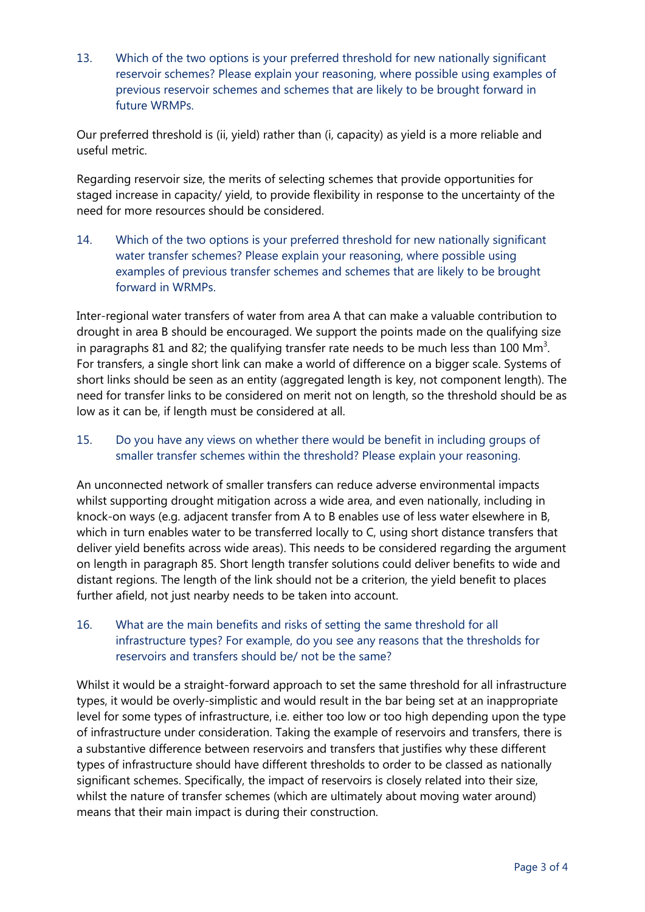13. Which of the two options is your preferred threshold for new nationally significant reservoir schemes? Please explain your reasoning, where possible using examples of previous reservoir schemes and schemes that are likely to be brought forward in future WRMPs.

Our preferred threshold is (ii, yield) rather than (i, capacity) as yield is a more reliable and useful metric.

Regarding reservoir size, the merits of selecting schemes that provide opportunities for staged increase in capacity/ yield, to provide flexibility in response to the uncertainty of the need for more resources should be considered.

14. Which of the two options is your preferred threshold for new nationally significant water transfer schemes? Please explain your reasoning, where possible using examples of previous transfer schemes and schemes that are likely to be brought forward in WRMPs.

Inter-regional water transfers of water from area A that can make a valuable contribution to drought in area B should be encouraged. We support the points made on the qualifying size in paragraphs 81 and 82; the qualifying transfer rate needs to be much less than 100 $Mm^3$. For transfers, a single short link can make a world of difference on a bigger scale. Systems of short links should be seen as an entity (aggregated length is key, not component length). The need for transfer links to be considered on merit not on length, so the threshold should be as low as it can be, if length must be considered at all.

15. Do you have any views on whether there would be benefit in including groups of smaller transfer schemes within the threshold? Please explain your reasoning.

An unconnected network of smaller transfers can reduce adverse environmental impacts whilst supporting drought mitigation across a wide area, and even nationally, including in knock-on ways (e.g. adjacent transfer from A to B enables use of less water elsewhere in B, which in turn enables water to be transferred locally to C, using short distance transfers that deliver yield benefits across wide areas). This needs to be considered regarding the argument on length in paragraph 85. Short length transfer solutions could deliver benefits to wide and distant regions. The length of the link should not be a criterion, the yield benefit to places further afield, not just nearby needs to be taken into account.

16. What are the main benefits and risks of setting the same threshold for all infrastructure types? For example, do you see any reasons that the thresholds for reservoirs and transfers should be/ not be the same?

Whilst it would be a straight-forward approach to set the same threshold for all infrastructure types, it would be overly-simplistic and would result in the bar being set at an inappropriate level for some types of infrastructure, i.e. either too low or too high depending upon the type of infrastructure under consideration. Taking the example of reservoirs and transfers, there is a substantive difference between reservoirs and transfers that justifies why these different types of infrastructure should have different thresholds to order to be classed as nationally significant schemes. Specifically, the impact of reservoirs is closely related into their size, whilst the nature of transfer schemes (which are ultimately about moving water around) means that their main impact is during their construction.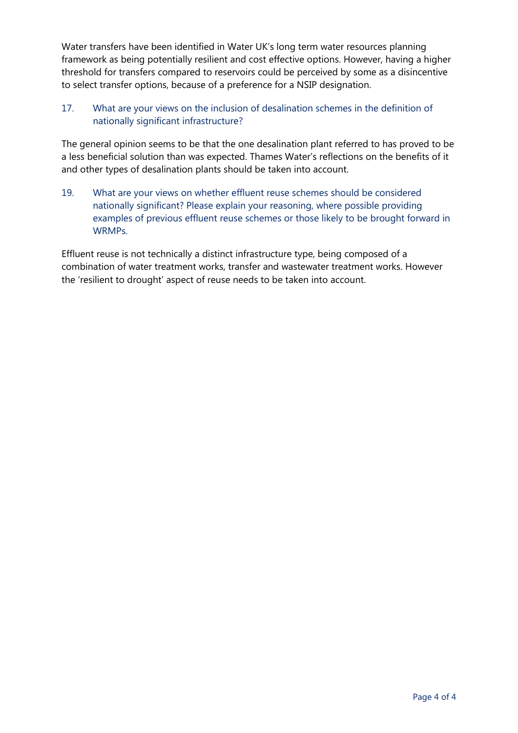Water transfers have been identified in Water UK's long term water resources planning framework as being potentially resilient and cost effective options. However, having a higher threshold for transfers compared to reservoirs could be perceived by some as a disincentive to select transfer options, because of a preference for a NSIP designation.

17. What are your views on the inclusion of desalination schemes in the definition of nationally significant infrastructure?

The general opinion seems to be that the one desalination plant referred to has proved to be a less beneficial solution than was expected. Thames Water's reflections on the benefits of it and other types of desalination plants should be taken into account.

19. What are your views on whether effluent reuse schemes should be considered nationally significant? Please explain your reasoning, where possible providing examples of previous effluent reuse schemes or those likely to be brought forward in WRMPs.

Effluent reuse is not technically a distinct infrastructure type, being composed of a combination of water treatment works, transfer and wastewater treatment works. However the 'resilient to drought' aspect of reuse needs to be taken into account.